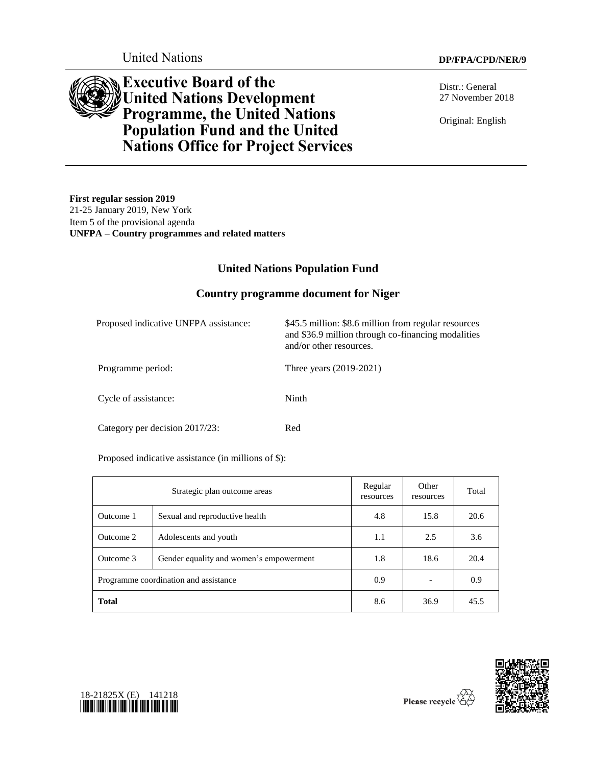United Nations

DP/FPA/CPD/NER/9

# Executive Board of the United Nations Development Programme, the United Nations Population Fund and the United Nations Office for Project Services

Distr.: General
27 November 2018

Original: English

**First regular session 2019**
21-25 January 2019, New York
Item 5 of the provisional agenda
**UNFPA – Country programmes and related matters**

## United Nations Population Fund

## Country programme document for Niger

| | |
|---|---|
| Proposed indicative UNFPA assistance: | $45.5 million: $8.6 million from regular resources and $36.9 million through co-financing modalities and/or other resources. |
| Programme period: | Three years (2019-2021) |
| Cycle of assistance: | Ninth |
| Category per decision 2017/23: | Red |

Proposed indicative assistance (in millions of $):

| Strategic plan outcome areas | | Regular resources | Other resources | Total |
|---|---|---|---|---|
| Outcome 1 | Sexual and reproductive health | 4.8 | 15.8 | 20.6 |
| Outcome 2 | Adolescents and youth | 1.1 | 2.5 | 3.6 |
| Outcome 3 | Gender equality and women's empowerment | 1.8 | 18.6 | 20.4 |
| Programme coordination and assistance | | 0.9 | - | 0.9 |
| **Total** | | 8.6 | 36.9 | 45.5 |

18-21825X (E) 141218

Please recycle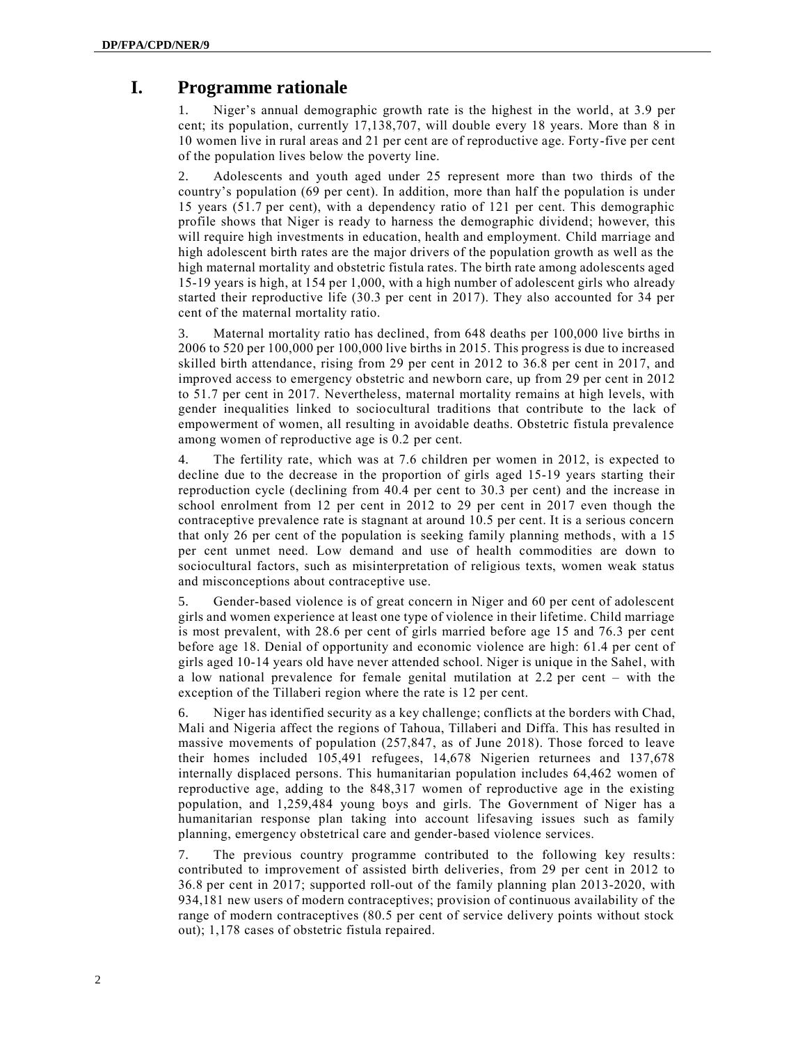# I. Programme rationale

1. Niger's annual demographic growth rate is the highest in the world, at 3.9 per cent; its population, currently 17,138,707, will double every 18 years. More than 8 in 10 women live in rural areas and 21 per cent are of reproductive age. Forty-five per cent of the population lives below the poverty line.

2. Adolescents and youth aged under 25 represent more than two thirds of the country's population (69 per cent). In addition, more than half the population is under 15 years (51.7 per cent), with a dependency ratio of 121 per cent. This demographic profile shows that Niger is ready to harness the demographic dividend; however, this will require high investments in education, health and employment. Child marriage and high adolescent birth rates are the major drivers of the population growth as well as the high maternal mortality and obstetric fistula rates. The birth rate among adolescents aged 15-19 years is high, at 154 per 1,000, with a high number of adolescent girls who already started their reproductive life (30.3 per cent in 2017). They also accounted for 34 per cent of the maternal mortality ratio.

3. Maternal mortality ratio has declined, from 648 deaths per 100,000 live births in 2006 to 520 per 100,000 per 100,000 live births in 2015. This progress is due to increased skilled birth attendance, rising from 29 per cent in 2012 to 36.8 per cent in 2017, and improved access to emergency obstetric and newborn care, up from 29 per cent in 2012 to 51.7 per cent in 2017. Nevertheless, maternal mortality remains at high levels, with gender inequalities linked to sociocultural traditions that contribute to the lack of empowerment of women, all resulting in avoidable deaths. Obstetric fistula prevalence among women of reproductive age is 0.2 per cent.

4. The fertility rate, which was at 7.6 children per women in 2012, is expected to decline due to the decrease in the proportion of girls aged 15-19 years starting their reproduction cycle (declining from 40.4 per cent to 30.3 per cent) and the increase in school enrolment from 12 per cent in 2012 to 29 per cent in 2017 even though the contraceptive prevalence rate is stagnant at around 10.5 per cent. It is a serious concern that only 26 per cent of the population is seeking family planning methods, with a 15 per cent unmet need. Low demand and use of health commodities are down to sociocultural factors, such as misinterpretation of religious texts, women weak status and misconceptions about contraceptive use.

5. Gender-based violence is of great concern in Niger and 60 per cent of adolescent girls and women experience at least one type of violence in their lifetime. Child marriage is most prevalent, with 28.6 per cent of girls married before age 15 and 76.3 per cent before age 18. Denial of opportunity and economic violence are high: 61.4 per cent of girls aged 10-14 years old have never attended school. Niger is unique in the Sahel, with a low national prevalence for female genital mutilation at 2.2 per cent – with the exception of the Tillaberi region where the rate is 12 per cent.

6. Niger has identified security as a key challenge; conflicts at the borders with Chad, Mali and Nigeria affect the regions of Tahoua, Tillaberi and Diffa. This has resulted in massive movements of population (257,847, as of June 2018). Those forced to leave their homes included 105,491 refugees, 14,678 Nigerien returnees and 137,678 internally displaced persons. This humanitarian population includes 64,462 women of reproductive age, adding to the 848,317 women of reproductive age in the existing population, and 1,259,484 young boys and girls. The Government of Niger has a humanitarian response plan taking into account lifesaving issues such as family planning, emergency obstetrical care and gender-based violence services.

7. The previous country programme contributed to the following key results: contributed to improvement of assisted birth deliveries, from 29 per cent in 2012 to 36.8 per cent in 2017; supported roll-out of the family planning plan 2013-2020, with 934,181 new users of modern contraceptives; provision of continuous availability of the range of modern contraceptives (80.5 per cent of service delivery points without stock out); 1,178 cases of obstetric fistula repaired.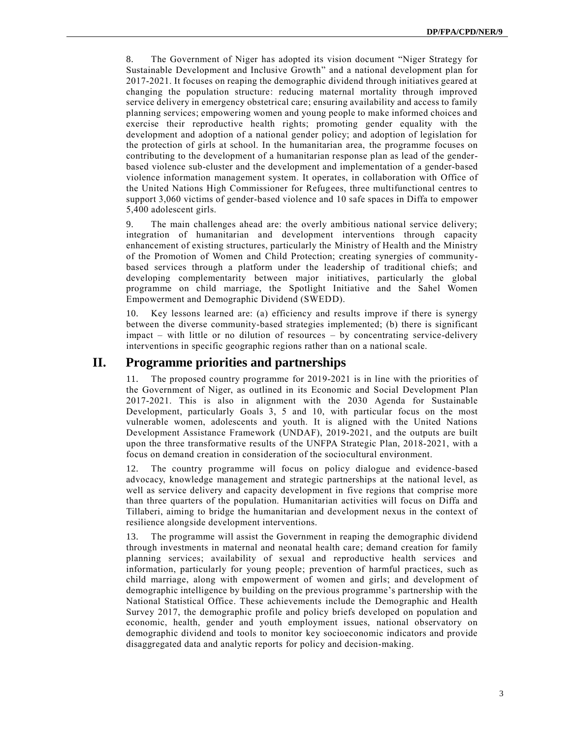8. The Government of Niger has adopted its vision document "Niger Strategy for Sustainable Development and Inclusive Growth" and a national development plan for 2017-2021. It focuses on reaping the demographic dividend through initiatives geared at changing the population structure: reducing maternal mortality through improved service delivery in emergency obstetrical care; ensuring availability and access to family planning services; empowering women and young people to make informed choices and exercise their reproductive health rights; promoting gender equality with the development and adoption of a national gender policy; and adoption of legislation for the protection of girls at school. In the humanitarian area, the programme focuses on contributing to the development of a humanitarian response plan as lead of the gender-based violence sub-cluster and the development and implementation of a gender-based violence information management system. It operates, in collaboration with Office of the United Nations High Commissioner for Refugees, three multifunctional centres to support 3,060 victims of gender-based violence and 10 safe spaces in Diffa to empower 5,400 adolescent girls.

9. The main challenges ahead are: the overly ambitious national service delivery; integration of humanitarian and development interventions through capacity enhancement of existing structures, particularly the Ministry of Health and the Ministry of the Promotion of Women and Child Protection; creating synergies of community-based services through a platform under the leadership of traditional chiefs; and developing complementarity between major initiatives, particularly the global programme on child marriage, the Spotlight Initiative and the Sahel Women Empowerment and Demographic Dividend (SWEDD).

10. Key lessons learned are: (a) efficiency and results improve if there is synergy between the diverse community-based strategies implemented; (b) there is significant impact – with little or no dilution of resources – by concentrating service-delivery interventions in specific geographic regions rather than on a national scale.

## II. Programme priorities and partnerships

11. The proposed country programme for 2019-2021 is in line with the priorities of the Government of Niger, as outlined in its Economic and Social Development Plan 2017-2021. This is also in alignment with the 2030 Agenda for Sustainable Development, particularly Goals 3, 5 and 10, with particular focus on the most vulnerable women, adolescents and youth. It is aligned with the United Nations Development Assistance Framework (UNDAF), 2019-2021, and the outputs are built upon the three transformative results of the UNFPA Strategic Plan, 2018-2021, with a focus on demand creation in consideration of the sociocultural environment.

12. The country programme will focus on policy dialogue and evidence-based advocacy, knowledge management and strategic partnerships at the national level, as well as service delivery and capacity development in five regions that comprise more than three quarters of the population. Humanitarian activities will focus on Diffa and Tillaberi, aiming to bridge the humanitarian and development nexus in the context of resilience alongside development interventions.

13. The programme will assist the Government in reaping the demographic dividend through investments in maternal and neonatal health care; demand creation for family planning services; availability of sexual and reproductive health services and information, particularly for young people; prevention of harmful practices, such as child marriage, along with empowerment of women and girls; and development of demographic intelligence by building on the previous programme's partnership with the National Statistical Office. These achievements include the Demographic and Health Survey 2017, the demographic profile and policy briefs developed on population and economic, health, gender and youth employment issues, national observatory on demographic dividend and tools to monitor key socioeconomic indicators and provide disaggregated data and analytic reports for policy and decision-making.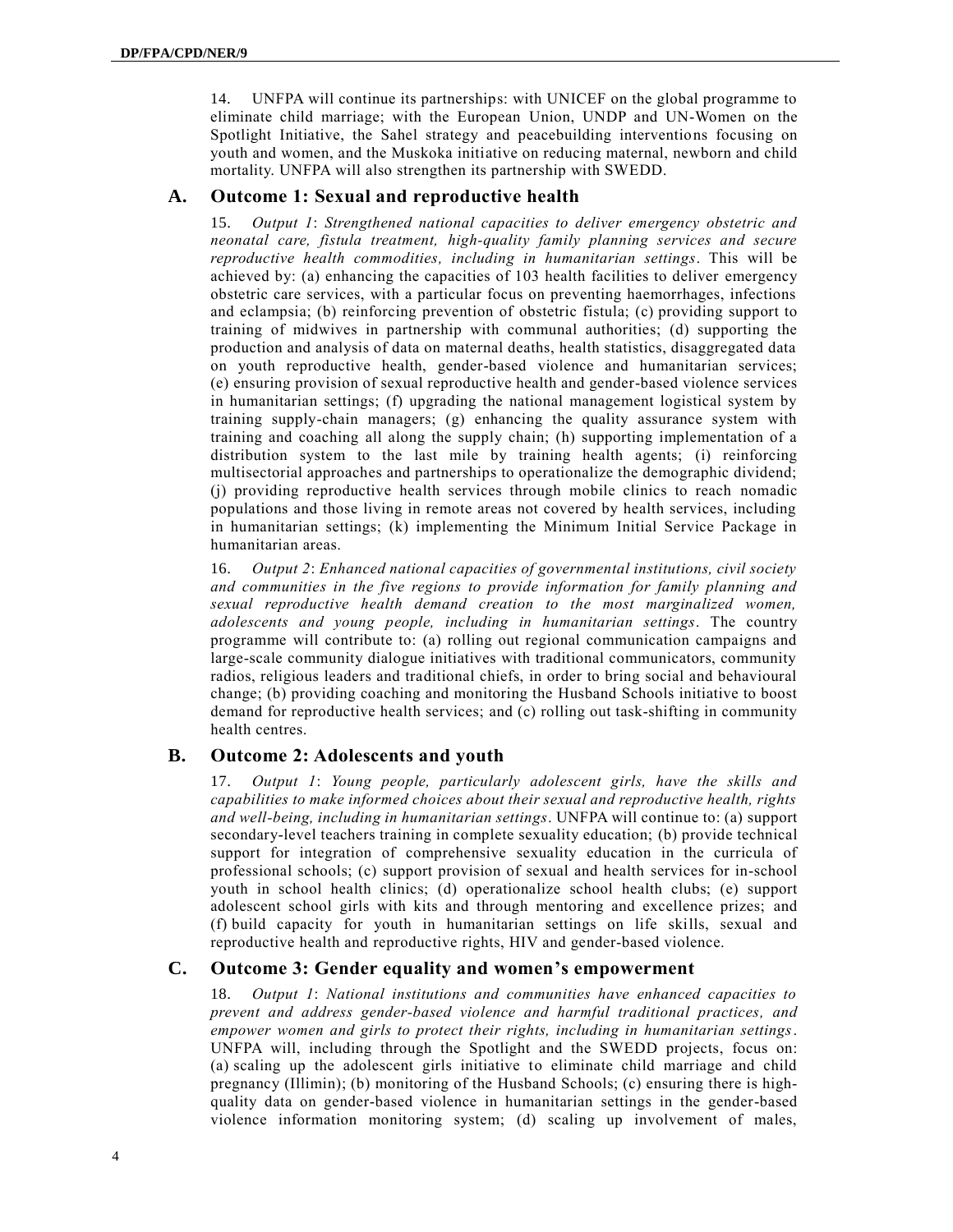14. UNFPA will continue its partnerships: with UNICEF on the global programme to eliminate child marriage; with the European Union, UNDP and UN-Women on the Spotlight Initiative, the Sahel strategy and peacebuilding interventions focusing on youth and women, and the Muskoka initiative on reducing maternal, newborn and child mortality. UNFPA will also strengthen its partnership with SWEDD.

## A. Outcome 1: Sexual and reproductive health

15. *Output 1*: *Strengthened national capacities to deliver emergency obstetric and neonatal care, fistula treatment, high-quality family planning services and secure reproductive health commodities, including in humanitarian settings*. This will be achieved by: (a) enhancing the capacities of 103 health facilities to deliver emergency obstetric care services, with a particular focus on preventing haemorrhages, infections and eclampsia; (b) reinforcing prevention of obstetric fistula; (c) providing support to training of midwives in partnership with communal authorities; (d) supporting the production and analysis of data on maternal deaths, health statistics, disaggregated data on youth reproductive health, gender-based violence and humanitarian services; (e) ensuring provision of sexual reproductive health and gender-based violence services in humanitarian settings; (f) upgrading the national management logistical system by training supply-chain managers; (g) enhancing the quality assurance system with training and coaching all along the supply chain; (h) supporting implementation of a distribution system to the last mile by training health agents; (i) reinforcing multisectorial approaches and partnerships to operationalize the demographic dividend; (j) providing reproductive health services through mobile clinics to reach nomadic populations and those living in remote areas not covered by health services, including in humanitarian settings; (k) implementing the Minimum Initial Service Package in humanitarian areas.

16. *Output 2*: *Enhanced national capacities of governmental institutions, civil society and communities in the five regions to provide information for family planning and sexual reproductive health demand creation to the most marginalized women, adolescents and young people, including in humanitarian settings*. The country programme will contribute to: (a) rolling out regional communication campaigns and large-scale community dialogue initiatives with traditional communicators, community radios, religious leaders and traditional chiefs, in order to bring social and behavioural change; (b) providing coaching and monitoring the Husband Schools initiative to boost demand for reproductive health services; and (c) rolling out task-shifting in community health centres.

## B. Outcome 2: Adolescents and youth

17. *Output 1*: *Young people, particularly adolescent girls, have the skills and capabilities to make informed choices about their sexual and reproductive health, rights and well-being, including in humanitarian settings*. UNFPA will continue to: (a) support secondary-level teachers training in complete sexuality education; (b) provide technical support for integration of comprehensive sexuality education in the curricula of professional schools; (c) support provision of sexual and health services for in-school youth in school health clinics; (d) operationalize school health clubs; (e) support adolescent school girls with kits and through mentoring and excellence prizes; and (f) build capacity for youth in humanitarian settings on life skills, sexual and reproductive health and reproductive rights, HIV and gender-based violence.

## C. Outcome 3: Gender equality and women's empowerment

18. *Output 1*: *National institutions and communities have enhanced capacities to prevent and address gender-based violence and harmful traditional practices, and empower women and girls to protect their rights, including in humanitarian settings*. UNFPA will, including through the Spotlight and the SWEDD projects, focus on: (a) scaling up the adolescent girls initiative to eliminate child marriage and child pregnancy (Illimin); (b) monitoring of the Husband Schools; (c) ensuring there is high-quality data on gender-based violence in humanitarian settings in the gender-based violence information monitoring system; (d) scaling up involvement of males,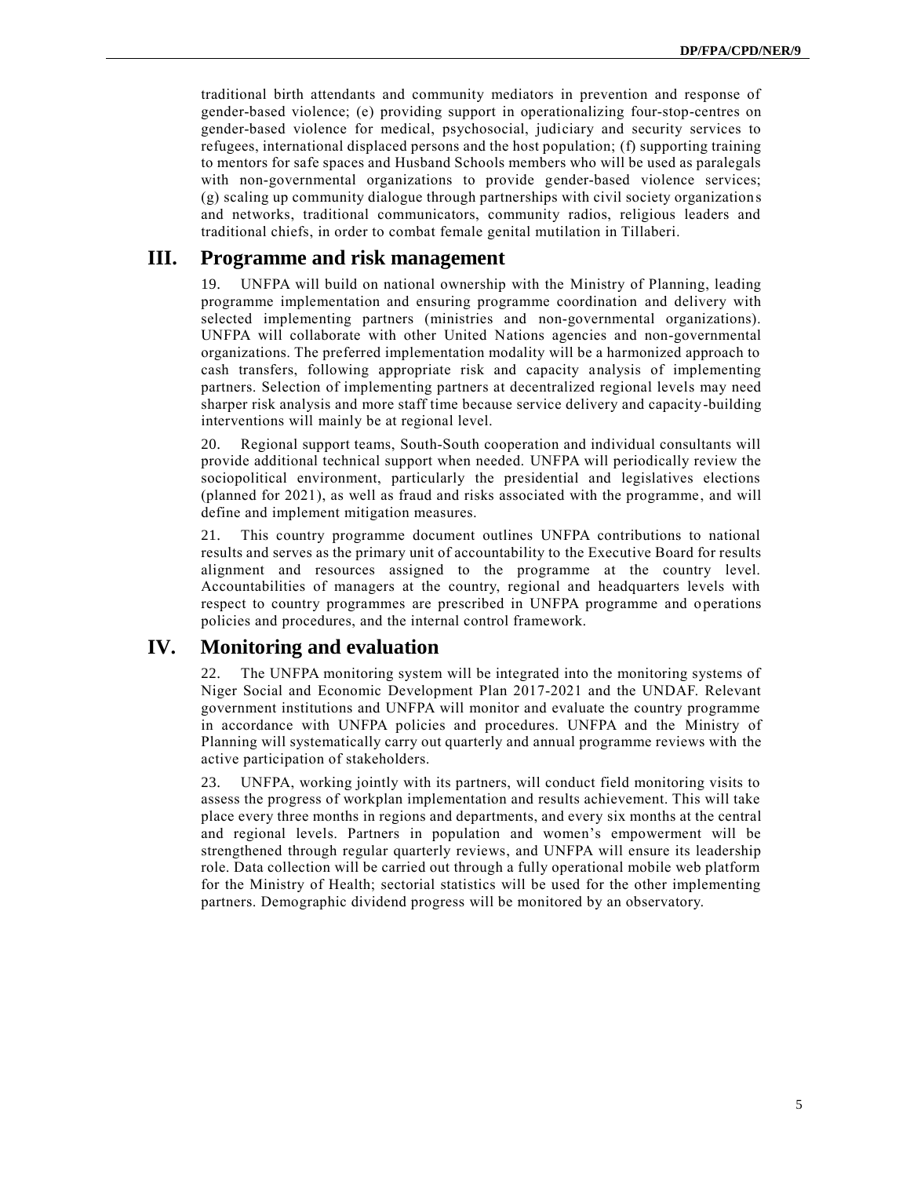traditional birth attendants and community mediators in prevention and response of gender-based violence; (e) providing support in operationalizing four-stop-centres on gender-based violence for medical, psychosocial, judiciary and security services to refugees, international displaced persons and the host population; (f) supporting training to mentors for safe spaces and Husband Schools members who will be used as paralegals with non-governmental organizations to provide gender-based violence services; (g) scaling up community dialogue through partnerships with civil society organizations and networks, traditional communicators, community radios, religious leaders and traditional chiefs, in order to combat female genital mutilation in Tillaberi.

## III. Programme and risk management

19. UNFPA will build on national ownership with the Ministry of Planning, leading programme implementation and ensuring programme coordination and delivery with selected implementing partners (ministries and non-governmental organizations). UNFPA will collaborate with other United Nations agencies and non-governmental organizations. The preferred implementation modality will be a harmonized approach to cash transfers, following appropriate risk and capacity analysis of implementing partners. Selection of implementing partners at decentralized regional levels may need sharper risk analysis and more staff time because service delivery and capacity-building interventions will mainly be at regional level.

20. Regional support teams, South-South cooperation and individual consultants will provide additional technical support when needed. UNFPA will periodically review the sociopolitical environment, particularly the presidential and legislatives elections (planned for 2021), as well as fraud and risks associated with the programme, and will define and implement mitigation measures.

21. This country programme document outlines UNFPA contributions to national results and serves as the primary unit of accountability to the Executive Board for results alignment and resources assigned to the programme at the country level. Accountabilities of managers at the country, regional and headquarters levels with respect to country programmes are prescribed in UNFPA programme and operations policies and procedures, and the internal control framework.

## IV. Monitoring and evaluation

22. The UNFPA monitoring system will be integrated into the monitoring systems of Niger Social and Economic Development Plan 2017-2021 and the UNDAF. Relevant government institutions and UNFPA will monitor and evaluate the country programme in accordance with UNFPA policies and procedures. UNFPA and the Ministry of Planning will systematically carry out quarterly and annual programme reviews with the active participation of stakeholders.

23. UNFPA, working jointly with its partners, will conduct field monitoring visits to assess the progress of workplan implementation and results achievement. This will take place every three months in regions and departments, and every six months at the central and regional levels. Partners in population and women's empowerment will be strengthened through regular quarterly reviews, and UNFPA will ensure its leadership role. Data collection will be carried out through a fully operational mobile web platform for the Ministry of Health; sectorial statistics will be used for the other implementing partners. Demographic dividend progress will be monitored by an observatory.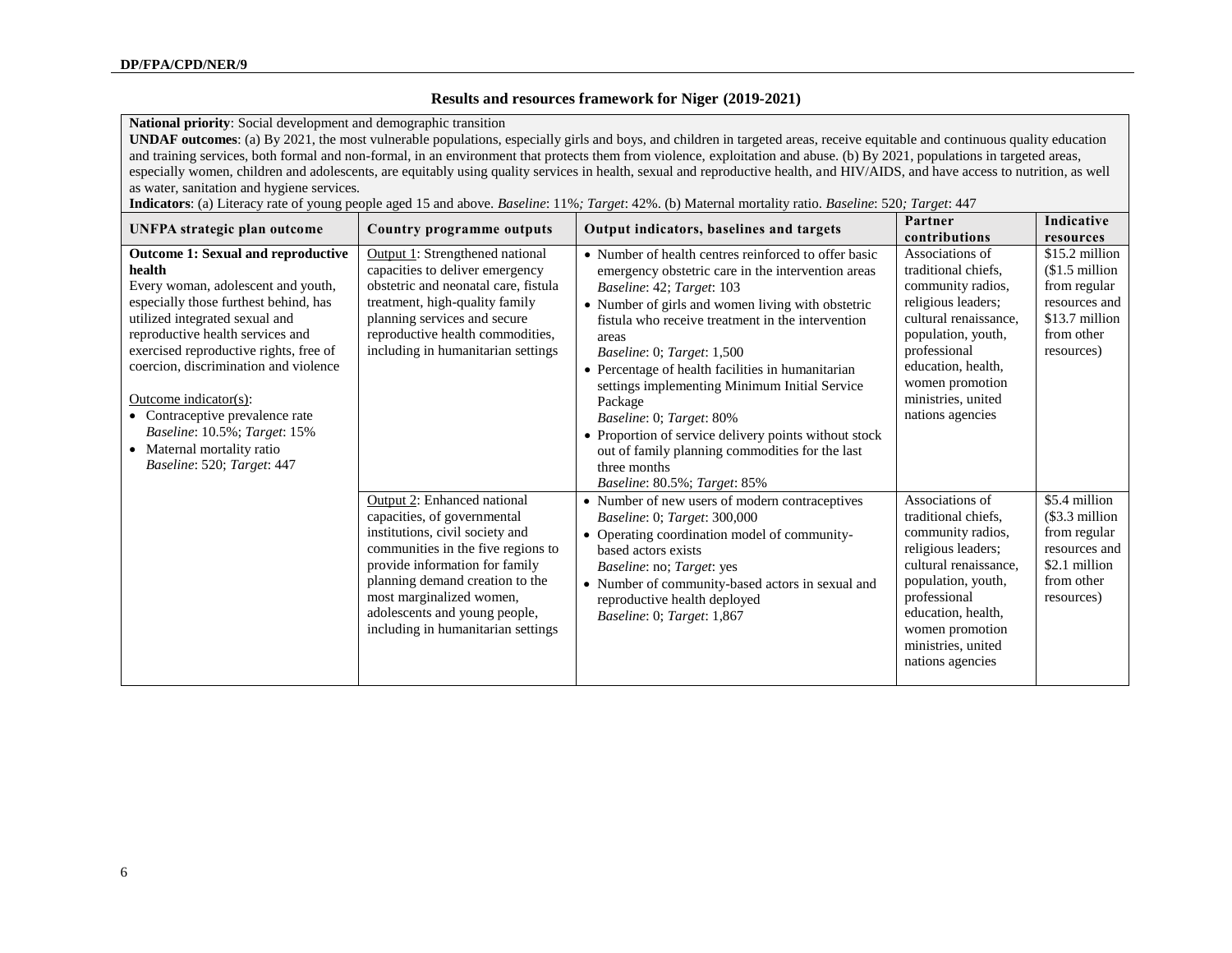## Results and resources framework for Niger (2019-2021)

**National priority**: Social development and demographic transition

**UNDAF outcomes**: (a) By 2021, the most vulnerable populations, especially girls and boys, and children in targeted areas, receive equitable and continuous quality education and training services, both formal and non-formal, in an environment that protects them from violence, exploitation and abuse. (b) By 2021, populations in targeted areas, especially women, children and adolescents, are equitably using quality services in health, sexual and reproductive health, and HIV/AIDS, and have access to nutrition, as well as water, sanitation and hygiene services.

**Indicators**: (a) Literacy rate of young people aged 15 and above. *Baseline*: 11%*; Target*: 42%. (b) Maternal mortality ratio. *Baseline*: 520*; Target*: 447

| UNFPA strategic plan outcome | Country programme outputs | Output indicators, baselines and targets | Partner contributions | Indicative resources |
|---|---|---|---|---|
| **Outcome 1: Sexual and reproductive health**<br>Every woman, adolescent and youth, especially those furthest behind, has utilized integrated sexual and reproductive health services and exercised reproductive rights, free of coercion, discrimination and violence<br><br>Outcome indicator(s):<br>• Contraceptive prevalence rate<br>*Baseline*: 10.5%; *Target*: 15%<br>• Maternal mortality ratio<br>*Baseline*: 520; *Target*: 447 | Output 1: Strengthened national capacities to deliver emergency obstetric and neonatal care, fistula treatment, high-quality family planning services and secure reproductive health commodities, including in humanitarian settings | • Number of health centres reinforced to offer basic emergency obstetric care in the intervention areas<br>*Baseline*: 42; *Target*: 103<br>• Number of girls and women living with obstetric fistula who receive treatment in the intervention areas<br>*Baseline*: 0; *Target*: 1,500<br>• Percentage of health facilities in humanitarian settings implementing Minimum Initial Service Package<br>*Baseline*: 0; *Target*: 80%<br>• Proportion of service delivery points without stock out of family planning commodities for the last three months<br>*Baseline*: 80.5%; *Target*: 85% | Associations of traditional chiefs, community radios, religious leaders; cultural renaissance, population, youth, professional education, health, women promotion ministries, united nations agencies | $15.2 million ($1.5 million from regular resources and $13.7 million from other resources) |
| | Output 2: Enhanced national capacities, of governmental institutions, civil society and communities in the five regions to provide information for family planning demand creation to the most marginalized women, adolescents and young people, including in humanitarian settings | • Number of new users of modern contraceptives<br>*Baseline*: 0; *Target*: 300,000<br>• Operating coordination model of community-based actors exists<br>*Baseline*: no; *Target*: yes<br>• Number of community-based actors in sexual and reproductive health deployed<br>*Baseline*: 0; *Target*: 1,867 | Associations of traditional chiefs, community radios, religious leaders; cultural renaissance, population, youth, professional education, health, women promotion ministries, united nations agencies | $5.4 million ($3.3 million from regular resources and $2.1 million from other resources) |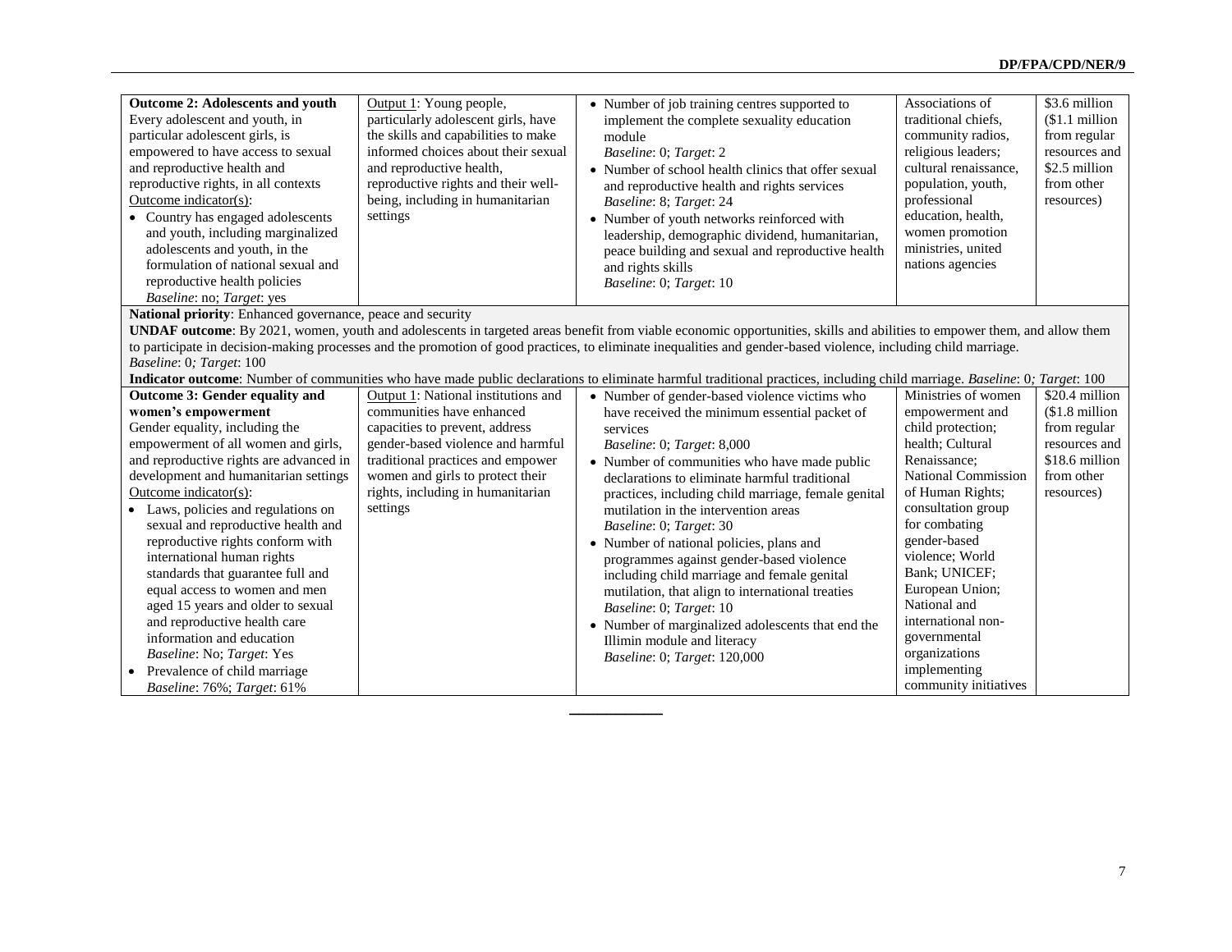| | | | | |
|---|---|---|---|---|
| **Outcome 2: Adolescents and youth**<br>Every adolescent and youth, in particular adolescent girls, is empowered to have access to sexual and reproductive health and reproductive rights, in all contexts<br>Outcome indicator(s):<br>• Country has engaged adolescents and youth, including marginalized adolescents and youth, in the formulation of national sexual and reproductive health policies<br>*Baseline*: no; *Target*: yes | Output 1: Young people, particularly adolescent girls, have the skills and capabilities to make informed choices about their sexual and reproductive health, reproductive rights and their well-being, including in humanitarian settings | • Number of job training centres supported to implement the complete sexuality education module<br>*Baseline*: 0; *Target*: 2<br>• Number of school health clinics that offer sexual and reproductive health and rights services<br>*Baseline*: 8; *Target*: 24<br>• Number of youth networks reinforced with leadership, demographic dividend, humanitarian, peace building and sexual and reproductive health and rights skills<br>*Baseline*: 0; *Target*: 10 | Associations of traditional chiefs, community radios, religious leaders; cultural renaissance, population, youth, professional education, health, women promotion ministries, united nations agencies | $3.6 million ($1.1 million from regular resources and $2.5 million from other resources) |
| **National priority**: Enhanced governance, peace and security<br>**UNDAF outcome**: By 2021, women, youth and adolescents in targeted areas benefit from viable economic opportunities, skills and abilities to empower them, and allow them to participate in decision-making processes and the promotion of good practices, to eliminate inequalities and gender-based violence, including child marriage.<br>*Baseline*: 0*; Target*: 100<br>**Indicator outcome**: Number of communities who have made public declarations to eliminate harmful traditional practices, including child marriage. *Baseline*: 0*; Target*: 100 | | | | |
| **Outcome 3: Gender equality and women's empowerment**<br>Gender equality, including the empowerment of all women and girls, and reproductive rights are advanced in development and humanitarian settings<br>Outcome indicator(s):<br>• Laws, policies and regulations on sexual and reproductive health and reproductive rights conform with international human rights standards that guarantee full and equal access to women and men aged 15 years and older to sexual and reproductive health care information and education<br>*Baseline*: No; *Target*: Yes<br>• Prevalence of child marriage<br>*Baseline*: 76%; *Target*: 61% | Output 1: National institutions and communities have enhanced capacities to prevent, address gender-based violence and harmful traditional practices and empower women and girls to protect their rights, including in humanitarian settings | • Number of gender-based violence victims who have received the minimum essential packet of services<br>*Baseline*: 0; *Target*: 8,000<br>• Number of communities who have made public declarations to eliminate harmful traditional practices, including child marriage, female genital mutilation in the intervention areas<br>*Baseline*: 0; *Target*: 30<br>• Number of national policies, plans and programmes against gender-based violence including child marriage and female genital mutilation, that align to international treaties<br>*Baseline*: 0; *Target*: 10<br>• Number of marginalized adolescents that end the Illimin module and literacy<br>*Baseline*: 0; *Target*: 120,000 | Ministries of women empowerment and child protection; health; Cultural Renaissance; National Commission of Human Rights; consultation group for combating gender-based violence; World Bank; UNICEF; European Union; National and international non-governmental organizations implementing community initiatives | $20.4 million ($1.8 million from regular resources and $18.6 million from other resources) |